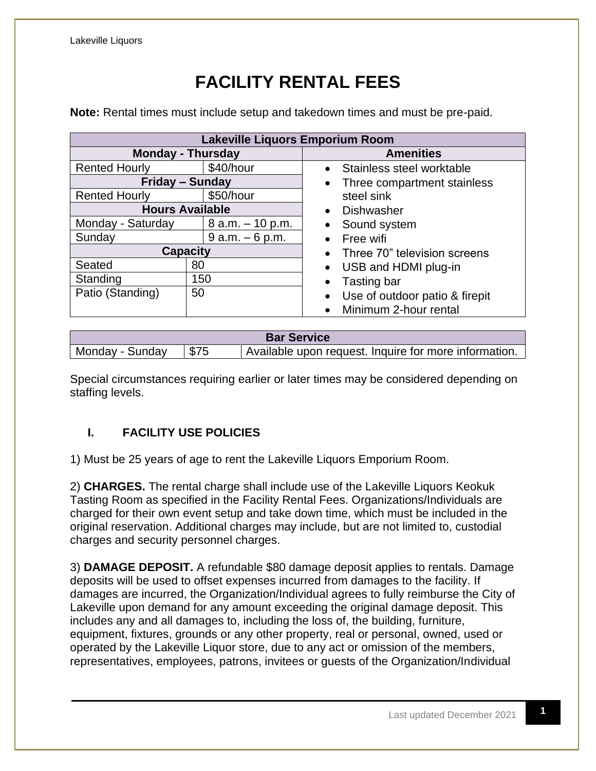# FACILITY RENTAL FEES

**Note:** Rental times must include setup and takedown times and must be pre-paid.

| Lakeville Liquors Emporium Room | | |
|---|---|---|
| **Monday - Thursday** | | **Amenities** |
| Rented Hourly | $40/hour | • Stainless steel worktable<br>• Three compartment stainless steel sink<br>• Dishwasher<br>• Sound system<br>• Free wifi<br>• Three 70" television screens<br>• USB and HDMI plug-in<br>• Tasting bar<br>• Use of outdoor patio & firepit<br>• Minimum 2-hour rental |
| **Friday – Sunday** | | |
| Rented Hourly | $50/hour | |
| **Hours Available** | | |
| Monday - Saturday | 8 a.m. – 10 p.m. | |
| Sunday | 9 a.m. – 6 p.m. | |
| **Capacity** | | |
| Seated | 80 | |
| Standing | 150 | |
| Patio (Standing) | 50 | |

| Bar Service | | |
|---|---|---|
| Monday - Sunday | $75 | Available upon request. Inquire for more information. |

Special circumstances requiring earlier or later times may be considered depending on staffing levels.

## I. FACILITY USE POLICIES

1) Must be 25 years of age to rent the Lakeville Liquors Emporium Room.

2) **CHARGES.** The rental charge shall include use of the Lakeville Liquors Keokuk Tasting Room as specified in the Facility Rental Fees. Organizations/Individuals are charged for their own event setup and take down time, which must be included in the original reservation. Additional charges may include, but are not limited to, custodial charges and security personnel charges.

3) **DAMAGE DEPOSIT.** A refundable $80 damage deposit applies to rentals. Damage deposits will be used to offset expenses incurred from damages to the facility. If damages are incurred, the Organization/Individual agrees to fully reimburse the City of Lakeville upon demand for any amount exceeding the original damage deposit. This includes any and all damages to, including the loss of, the building, furniture, equipment, fixtures, grounds or any other property, real or personal, owned, used or operated by the Lakeville Liquor store, due to any act or omission of the members, representatives, employees, patrons, invitees or guests of the Organization/Individual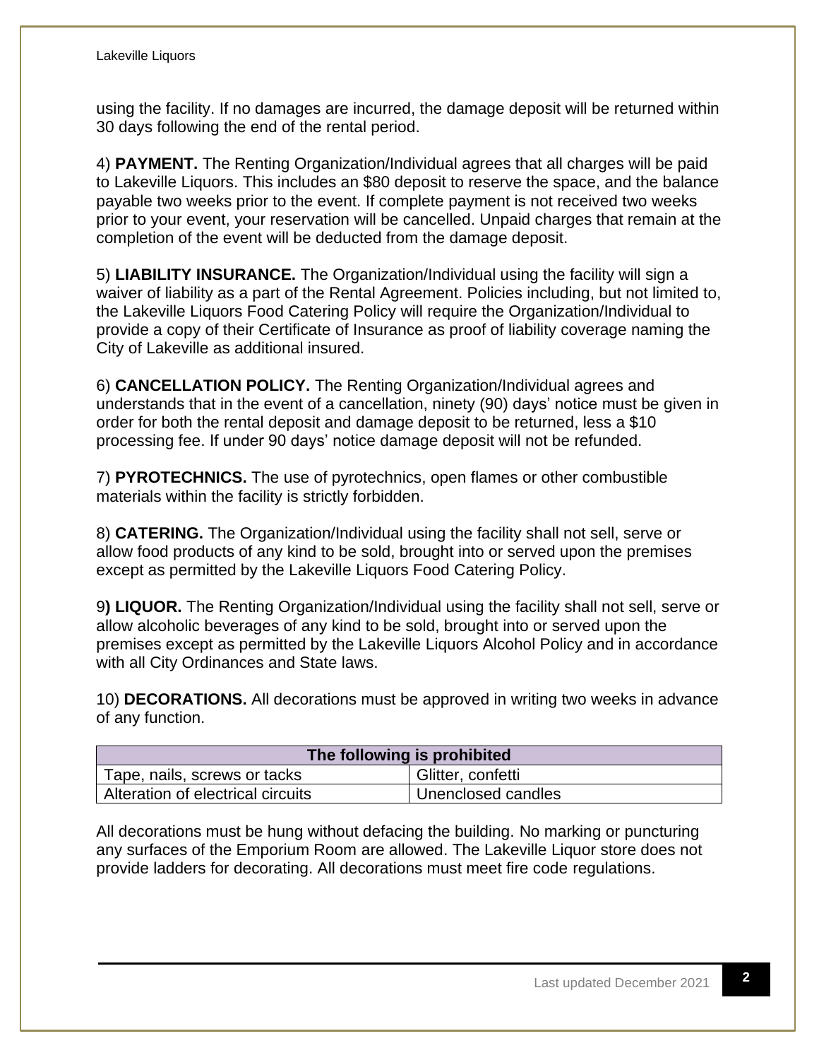using the facility. If no damages are incurred, the damage deposit will be returned within 30 days following the end of the rental period.

4) **PAYMENT.** The Renting Organization/Individual agrees that all charges will be paid to Lakeville Liquors. This includes an $80 deposit to reserve the space, and the balance payable two weeks prior to the event. If complete payment is not received two weeks prior to your event, your reservation will be cancelled. Unpaid charges that remain at the completion of the event will be deducted from the damage deposit.

5) **LIABILITY INSURANCE.** The Organization/Individual using the facility will sign a waiver of liability as a part of the Rental Agreement. Policies including, but not limited to, the Lakeville Liquors Food Catering Policy will require the Organization/Individual to provide a copy of their Certificate of Insurance as proof of liability coverage naming the City of Lakeville as additional insured.

6) **CANCELLATION POLICY.** The Renting Organization/Individual agrees and understands that in the event of a cancellation, ninety (90) days' notice must be given in order for both the rental deposit and damage deposit to be returned, less a $10 processing fee. If under 90 days' notice damage deposit will not be refunded.

7) **PYROTECHNICS.** The use of pyrotechnics, open flames or other combustible materials within the facility is strictly forbidden.

8) **CATERING.** The Organization/Individual using the facility shall not sell, serve or allow food products of any kind to be sold, brought into or served upon the premises except as permitted by the Lakeville Liquors Food Catering Policy.

9**) LIQUOR.** The Renting Organization/Individual using the facility shall not sell, serve or allow alcoholic beverages of any kind to be sold, brought into or served upon the premises except as permitted by the Lakeville Liquors Alcohol Policy and in accordance with all City Ordinances and State laws.

10) **DECORATIONS.** All decorations must be approved in writing two weeks in advance of any function.

| **The following is prohibited** | |
|---|---|
| Tape, nails, screws or tacks | Glitter, confetti |
| Alteration of electrical circuits | Unenclosed candles |

All decorations must be hung without defacing the building. No marking or puncturing any surfaces of the Emporium Room are allowed. The Lakeville Liquor store does not provide ladders for decorating. All decorations must meet fire code regulations.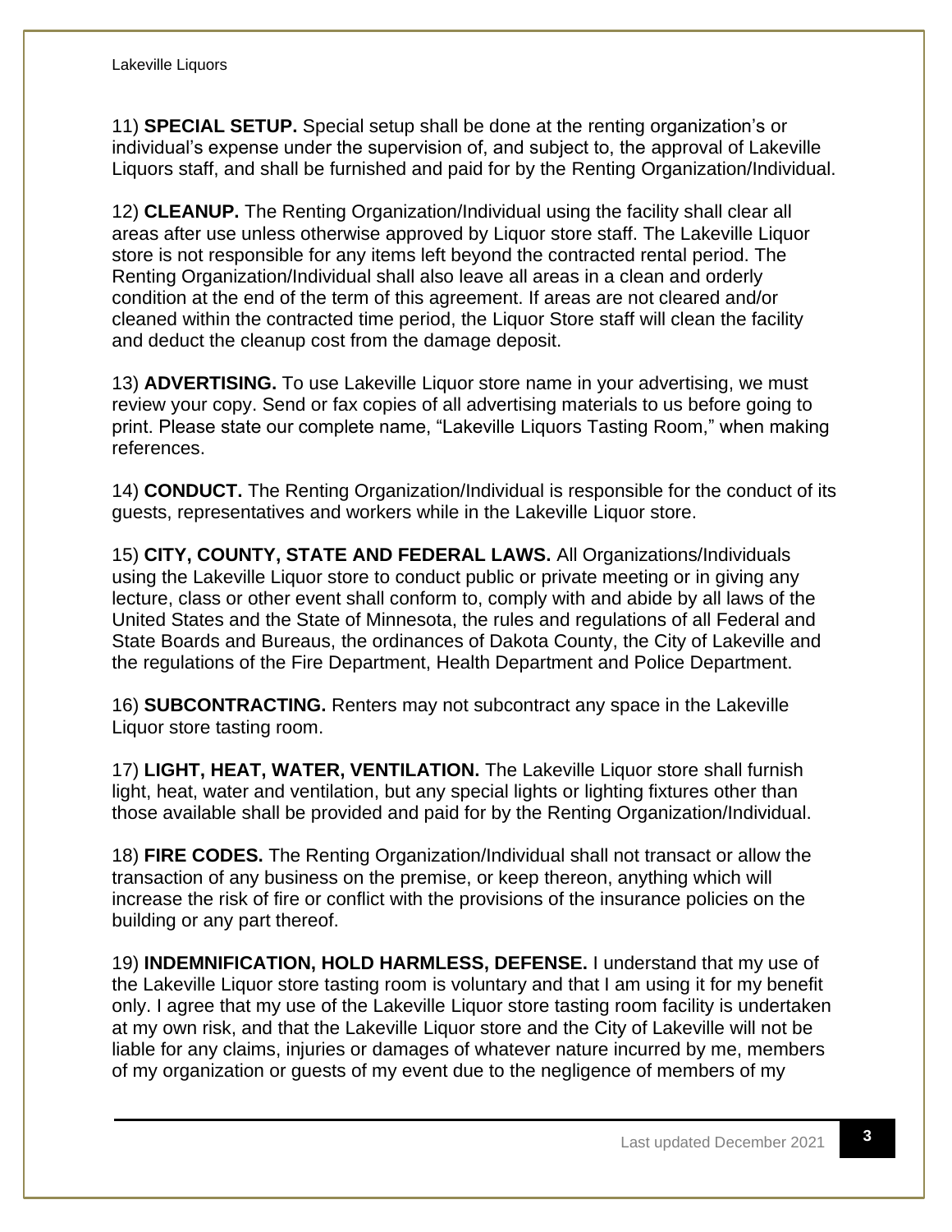11) **SPECIAL SETUP.** Special setup shall be done at the renting organization's or individual's expense under the supervision of, and subject to, the approval of Lakeville Liquors staff, and shall be furnished and paid for by the Renting Organization/Individual.

12) **CLEANUP.** The Renting Organization/Individual using the facility shall clear all areas after use unless otherwise approved by Liquor store staff. The Lakeville Liquor store is not responsible for any items left beyond the contracted rental period. The Renting Organization/Individual shall also leave all areas in a clean and orderly condition at the end of the term of this agreement. If areas are not cleared and/or cleaned within the contracted time period, the Liquor Store staff will clean the facility and deduct the cleanup cost from the damage deposit.

13) **ADVERTISING.** To use Lakeville Liquor store name in your advertising, we must review your copy. Send or fax copies of all advertising materials to us before going to print. Please state our complete name, "Lakeville Liquors Tasting Room," when making references.

14) **CONDUCT.** The Renting Organization/Individual is responsible for the conduct of its guests, representatives and workers while in the Lakeville Liquor store.

15) **CITY, COUNTY, STATE AND FEDERAL LAWS.** All Organizations/Individuals using the Lakeville Liquor store to conduct public or private meeting or in giving any lecture, class or other event shall conform to, comply with and abide by all laws of the United States and the State of Minnesota, the rules and regulations of all Federal and State Boards and Bureaus, the ordinances of Dakota County, the City of Lakeville and the regulations of the Fire Department, Health Department and Police Department.

16) **SUBCONTRACTING.** Renters may not subcontract any space in the Lakeville Liquor store tasting room.

17) **LIGHT, HEAT, WATER, VENTILATION.** The Lakeville Liquor store shall furnish light, heat, water and ventilation, but any special lights or lighting fixtures other than those available shall be provided and paid for by the Renting Organization/Individual.

18) **FIRE CODES.** The Renting Organization/Individual shall not transact or allow the transaction of any business on the premise, or keep thereon, anything which will increase the risk of fire or conflict with the provisions of the insurance policies on the building or any part thereof.

19) **INDEMNIFICATION, HOLD HARMLESS, DEFENSE.** I understand that my use of the Lakeville Liquor store tasting room is voluntary and that I am using it for my benefit only. I agree that my use of the Lakeville Liquor store tasting room facility is undertaken at my own risk, and that the Lakeville Liquor store and the City of Lakeville will not be liable for any claims, injuries or damages of whatever nature incurred by me, members of my organization or guests of my event due to the negligence of members of my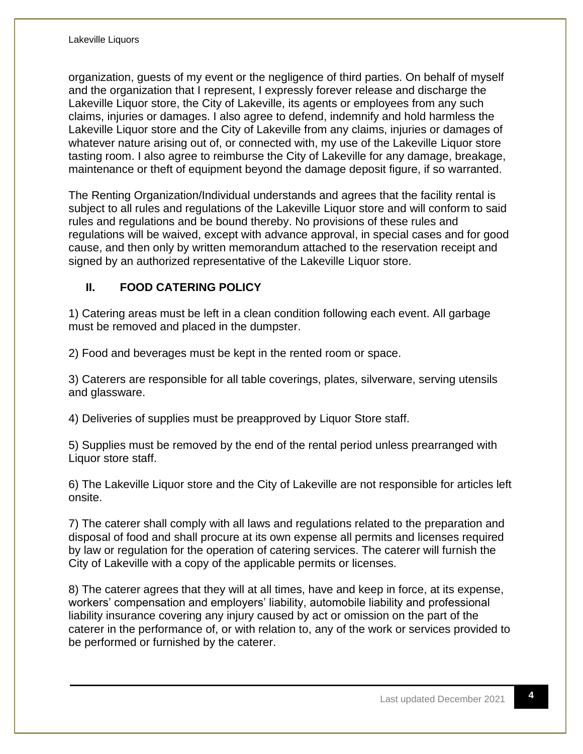organization, guests of my event or the negligence of third parties. On behalf of myself and the organization that I represent, I expressly forever release and discharge the Lakeville Liquor store, the City of Lakeville, its agents or employees from any such claims, injuries or damages. I also agree to defend, indemnify and hold harmless the Lakeville Liquor store and the City of Lakeville from any claims, injuries or damages of whatever nature arising out of, or connected with, my use of the Lakeville Liquor store tasting room. I also agree to reimburse the City of Lakeville for any damage, breakage, maintenance or theft of equipment beyond the damage deposit figure, if so warranted.

The Renting Organization/Individual understands and agrees that the facility rental is subject to all rules and regulations of the Lakeville Liquor store and will conform to said rules and regulations and be bound thereby. No provisions of these rules and regulations will be waived, except with advance approval, in special cases and for good cause, and then only by written memorandum attached to the reservation receipt and signed by an authorized representative of the Lakeville Liquor store.

## II. FOOD CATERING POLICY

1) Catering areas must be left in a clean condition following each event. All garbage must be removed and placed in the dumpster.

2) Food and beverages must be kept in the rented room or space.

3) Caterers are responsible for all table coverings, plates, silverware, serving utensils and glassware.

4) Deliveries of supplies must be preapproved by Liquor Store staff.

5) Supplies must be removed by the end of the rental period unless prearranged with Liquor store staff.

6) The Lakeville Liquor store and the City of Lakeville are not responsible for articles left onsite.

7) The caterer shall comply with all laws and regulations related to the preparation and disposal of food and shall procure at its own expense all permits and licenses required by law or regulation for the operation of catering services. The caterer will furnish the City of Lakeville with a copy of the applicable permits or licenses.

8) The caterer agrees that they will at all times, have and keep in force, at its expense, workers' compensation and employers' liability, automobile liability and professional liability insurance covering any injury caused by act or omission on the part of the caterer in the performance of, or with relation to, any of the work or services provided to be performed or furnished by the caterer.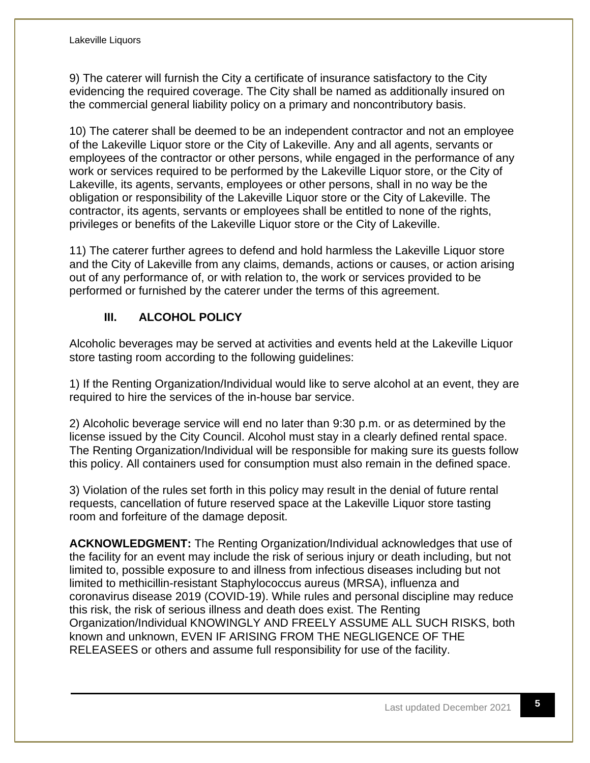9) The caterer will furnish the City a certificate of insurance satisfactory to the City evidencing the required coverage. The City shall be named as additionally insured on the commercial general liability policy on a primary and noncontributory basis.

10) The caterer shall be deemed to be an independent contractor and not an employee of the Lakeville Liquor store or the City of Lakeville. Any and all agents, servants or employees of the contractor or other persons, while engaged in the performance of any work or services required to be performed by the Lakeville Liquor store, or the City of Lakeville, its agents, servants, employees or other persons, shall in no way be the obligation or responsibility of the Lakeville Liquor store or the City of Lakeville. The contractor, its agents, servants or employees shall be entitled to none of the rights, privileges or benefits of the Lakeville Liquor store or the City of Lakeville.

11) The caterer further agrees to defend and hold harmless the Lakeville Liquor store and the City of Lakeville from any claims, demands, actions or causes, or action arising out of any performance of, or with relation to, the work or services provided to be performed or furnished by the caterer under the terms of this agreement.

## III. ALCOHOL POLICY

Alcoholic beverages may be served at activities and events held at the Lakeville Liquor store tasting room according to the following guidelines:

1) If the Renting Organization/Individual would like to serve alcohol at an event, they are required to hire the services of the in-house bar service.

2) Alcoholic beverage service will end no later than 9:30 p.m. or as determined by the license issued by the City Council. Alcohol must stay in a clearly defined rental space. The Renting Organization/Individual will be responsible for making sure its guests follow this policy. All containers used for consumption must also remain in the defined space.

3) Violation of the rules set forth in this policy may result in the denial of future rental requests, cancellation of future reserved space at the Lakeville Liquor store tasting room and forfeiture of the damage deposit.

**ACKNOWLEDGMENT:** The Renting Organization/Individual acknowledges that use of the facility for an event may include the risk of serious injury or death including, but not limited to, possible exposure to and illness from infectious diseases including but not limited to methicillin-resistant Staphylococcus aureus (MRSA), influenza and coronavirus disease 2019 (COVID-19). While rules and personal discipline may reduce this risk, the risk of serious illness and death does exist. The Renting Organization/Individual KNOWINGLY AND FREELY ASSUME ALL SUCH RISKS, both known and unknown, EVEN IF ARISING FROM THE NEGLIGENCE OF THE RELEASEES or others and assume full responsibility for use of the facility.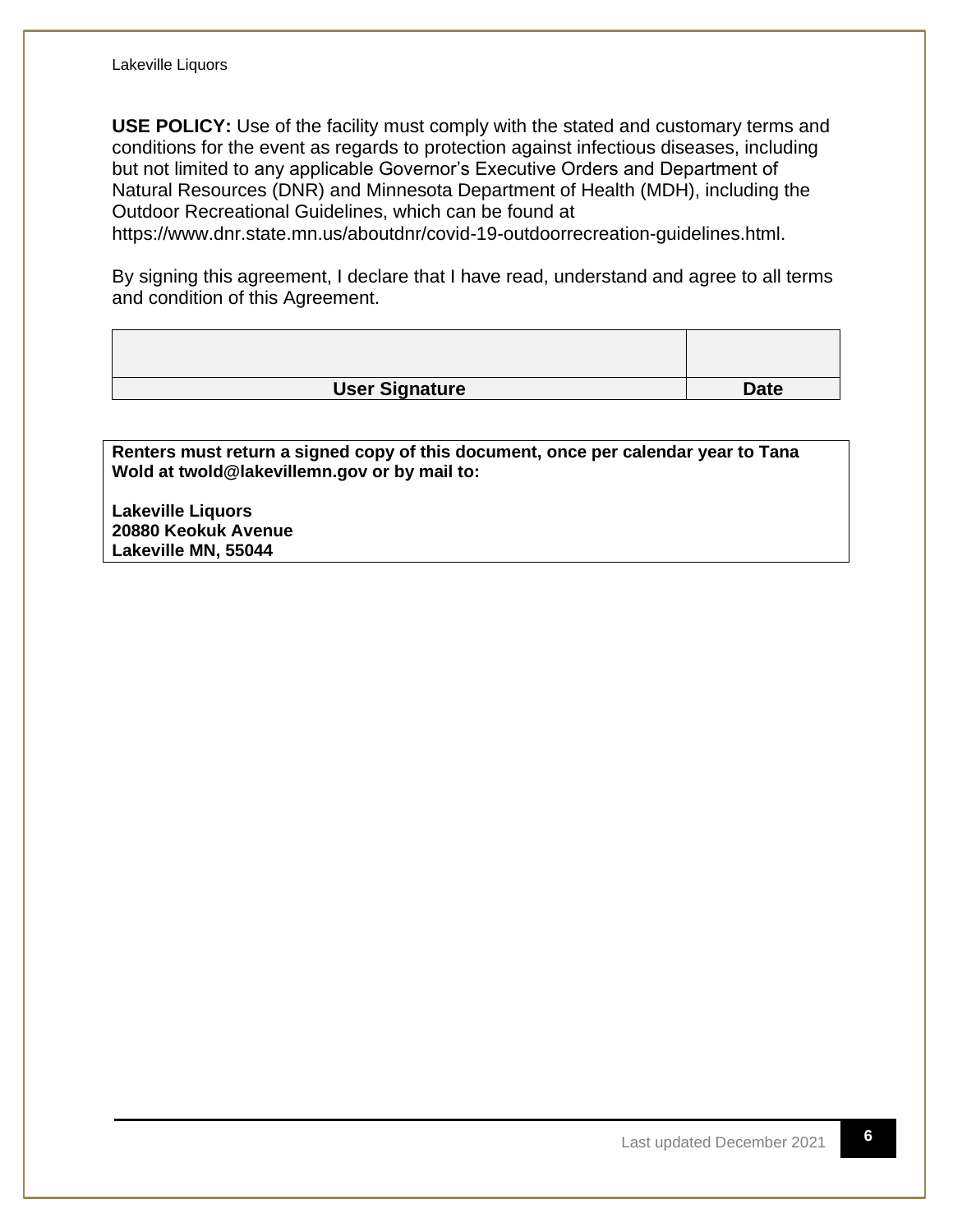**USE POLICY:** Use of the facility must comply with the stated and customary terms and conditions for the event as regards to protection against infectious diseases, including but not limited to any applicable Governor's Executive Orders and Department of Natural Resources (DNR) and Minnesota Department of Health (MDH), including the Outdoor Recreational Guidelines, which can be found at https://www.dnr.state.mn.us/aboutdnr/covid-19-outdoorrecreation-guidelines.html.

By signing this agreement, I declare that I have read, understand and agree to all terms and condition of this Agreement.

| | |
|---|---|
| | |
| **User Signature** | **Date** |

**Renters must return a signed copy of this document, once per calendar year to Tana Wold at twold@lakevillemn.gov or by mail to:**

**Lakeville Liquors**
**20880 Keokuk Avenue**
**Lakeville MN, 55044**

Last updated December 2021